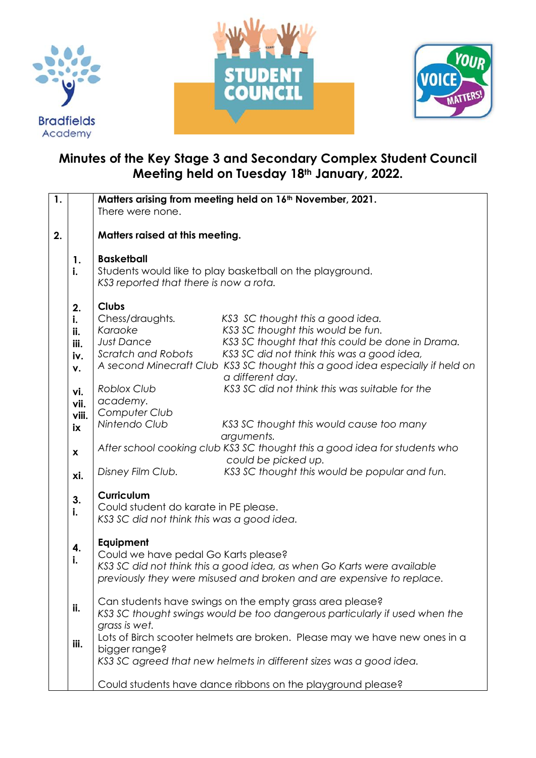Bradfields Academy

STUDENT COUNCIL

YOUR VOICE MATTERS!

# Minutes of the Key Stage 3 and Secondary Complex Student Council Meeting held on Tuesday 18th January, 2022.

**1. Matters arising from meeting held on 16th November, 2021.**

There were none.

**2. Matters raised at this meeting.**

**1. Basketball**

i. Students would like to play basketball on the playground.
*KS3 reported that there is now a rota.*

**2. Clubs**

| | | |
|---|---|---|
| i. | Chess/draughts. | *KS3 SC thought this a good idea.* |
| ii. | *Karaoke* | *KS3 SC thought this would be fun.* |
| iii. | *Just Dance* | *KS3 SC thought that this could be done in Drama.* |
| iv. | *Scratch and Robots* | *KS3 SC did not think this was a good idea,* |
| v. | *A second Minecraft Club* | *KS3 SC thought this a good idea especially if held on a different day.* |
| vi. | *Roblox Club* | *KS3 SC did not think this was suitable for the academy.* |
| vii. | *Computer Club* | |
| viii. | *Nintendo Club* | *KS3 SC thought this would cause too many arguments.* |
| ix | | |
| x | *After school cooking club* | *KS3 SC thought this a good idea for students who could be picked up.* |
| xi. | *Disney Film Club.* | *KS3 SC thought this would be popular and fun.* |

**3. Curriculum**

i. Could student do karate in PE please.
*KS3 SC did not think this was a good idea.*

**4. Equipment**

i. Could we have pedal Go Karts please?
*KS3 SC did not think this a good idea, as when Go Karts were available previously they were misused and broken and are expensive to replace.*

ii. Can students have swings on the empty grass area please?
*KS3 SC thought swings would be too dangerous particularly if used when the grass is wet.*

iii. Lots of Birch scooter helmets are broken. Please may we have new ones in a bigger range?
*KS3 SC agreed that new helmets in different sizes was a good idea.*

Could students have dance ribbons on the playground please?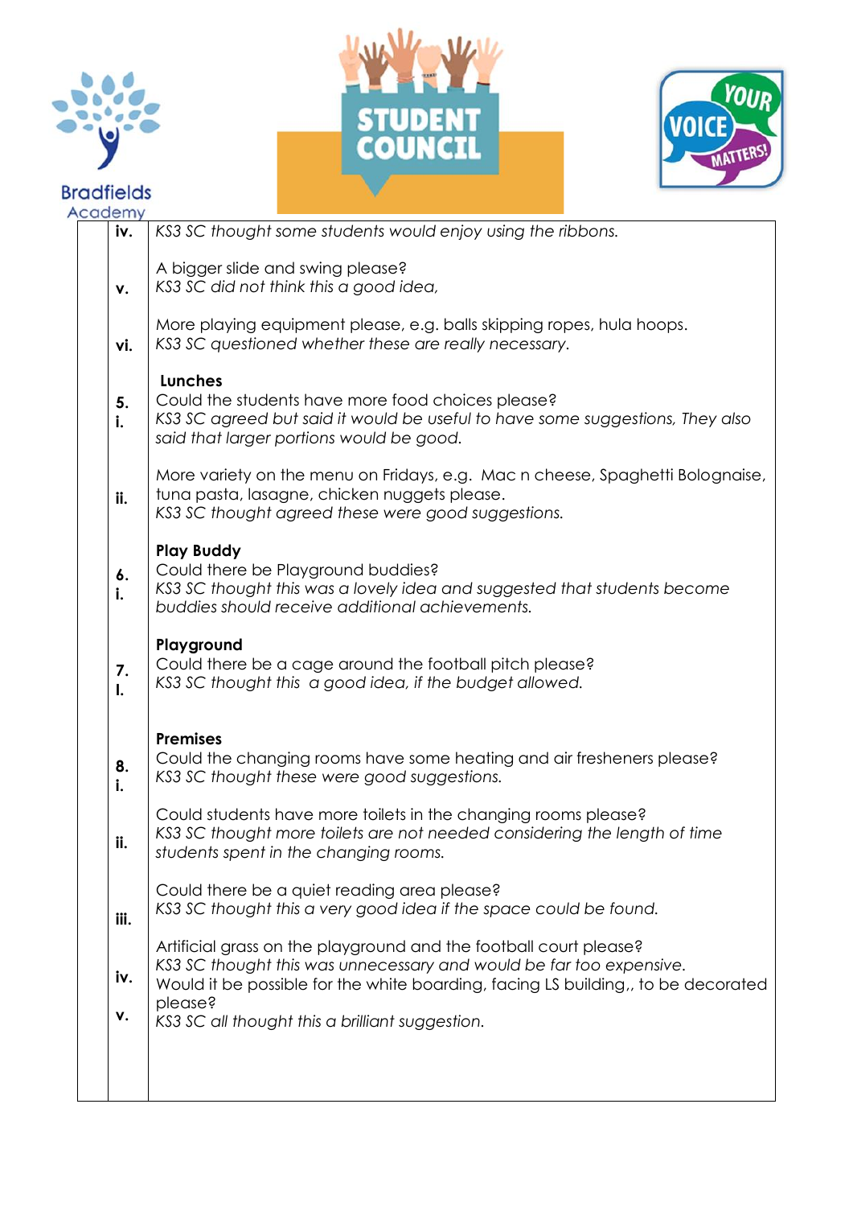| | | |
|---|---|---|
| | iv. | *KS3 SC thought some students would enjoy using the ribbons.* |
| | v. | A bigger slide and swing please?<br>*KS3 SC did not think this a good idea,* |
| | vi. | More playing equipment please, e.g. balls skipping ropes, hula hoops.<br>*KS3 SC questioned whether these are really necessary.* |
| | 5.<br>i. | **Lunches**<br>Could the students have more food choices please?<br>*KS3 SC agreed but said it would be useful to have some suggestions, They also said that larger portions would be good.* |
| | ii. | More variety on the menu on Fridays, e.g. Mac n cheese, Spaghetti Bolognaise, tuna pasta, lasagne, chicken nuggets please.<br>*KS3 SC thought agreed these were good suggestions.* |
| | 6.<br>i. | **Play Buddy**<br>Could there be Playground buddies?<br>*KS3 SC thought this was a lovely idea and suggested that students become buddies should receive additional achievements.* |
| | 7.<br>I. | **Playground**<br>Could there be a cage around the football pitch please?<br>*KS3 SC thought this a good idea, if the budget allowed.* |
| | 8.<br>i. | **Premises**<br>Could the changing rooms have some heating and air fresheners please?<br>*KS3 SC thought these were good suggestions.* |
| | ii. | Could students have more toilets in the changing rooms please?<br>*KS3 SC thought more toilets are not needed considering the length of time students spent in the changing rooms.* |
| | iii. | Could there be a quiet reading area please?<br>*KS3 SC thought this a very good idea if the space could be found.* |
| | iv. | Artificial grass on the playground and the football court please?<br>*KS3 SC thought this was unnecessary and would be far too expensive.* |
| | v. | Would it be possible for the white boarding, facing LS building,, to be decorated please?<br>*KS3 SC all thought this a brilliant suggestion.* |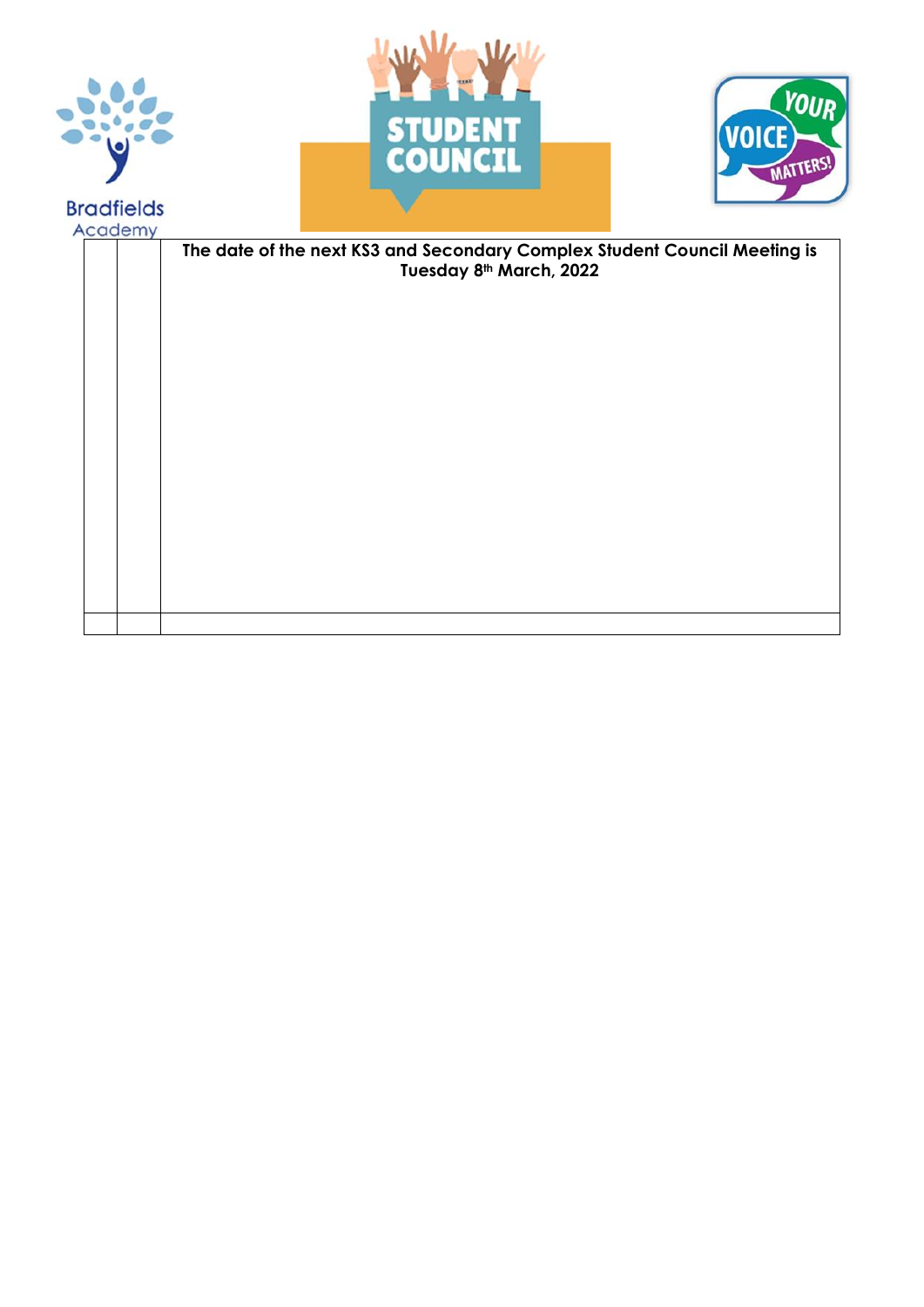| | | |
|---|---|---|
| | | **The date of the next KS3 and Secondary Complex Student Council Meeting is Tuesday 8th March, 2022** |
| | | |